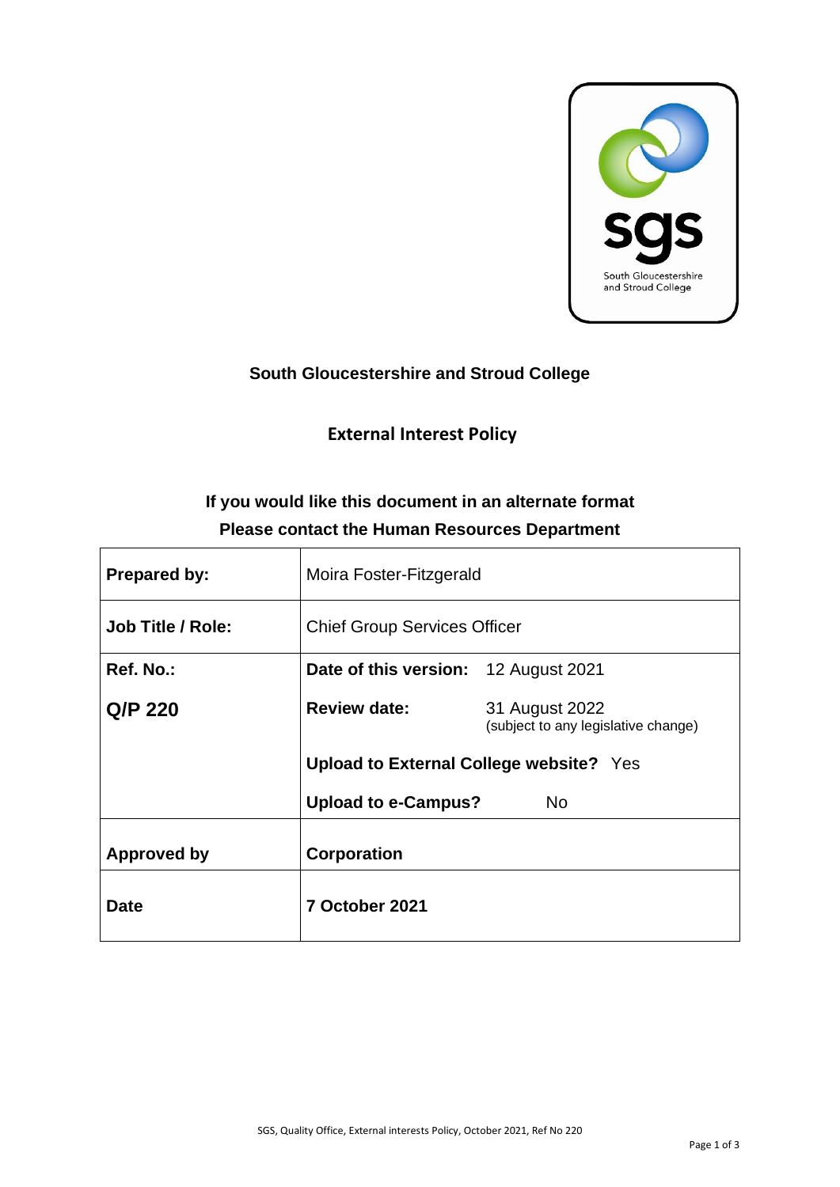# South Gloucestershire and Stroud College

## External Interest Policy

**If you would like this document in an alternate format**
**Please contact the Human Resources Department**

| **Prepared by:** | Moira Foster-Fitzgerald | |
|---|---|---|
| **Job Title / Role:** | Chief Group Services Officer | |
| **Ref. No.:** | **Date of this version:** | 12 August 2021 |
| **Q/P 220** | **Review date:** | 31 August 2022 (subject to any legislative change) |
| | **Upload to External College website?** | Yes |
| | **Upload to e-Campus?** | No |
| **Approved by** | **Corporation** | |
| **Date** | **7 October 2021** | |

SGS, Quality Office, External interests Policy, October 2021, Ref No 220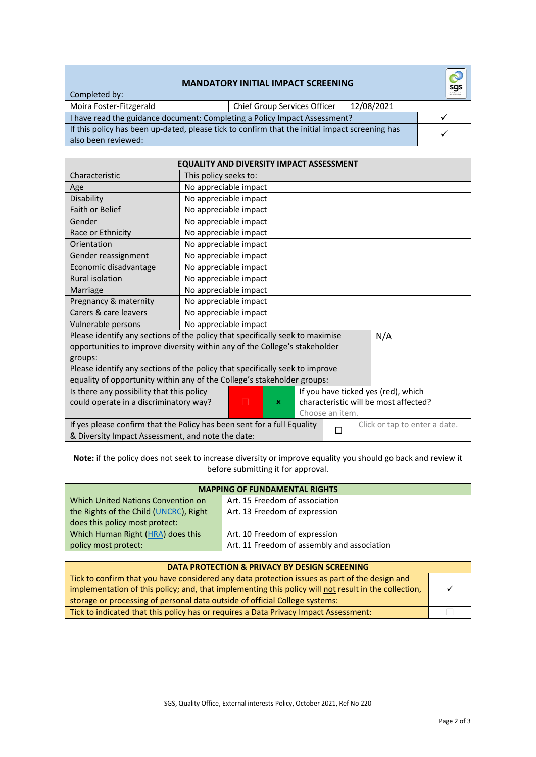| MANDATORY INITIAL IMPACT SCREENING | | | |
|---|---|---|---|
| Completed by: | | | |
| Moira Foster-Fitzgerald | Chief Group Services Officer | 12/08/2021 | |
| I have read the guidance document: Completing a Policy Impact Assessment? | | | ✓ |
| If this policy has been up-dated, please tick to confirm that the initial impact screening has also been reviewed: | | | ✓ |

| EQUALITY AND DIVERSITY IMPACT ASSESSMENT | | | | |
|---|---|---|---|---|
| Characteristic | This policy seeks to: | | | |
| Age | No appreciable impact | | | |
| Disability | No appreciable impact | | | |
| Faith or Belief | No appreciable impact | | | |
| Gender | No appreciable impact | | | |
| Race or Ethnicity | No appreciable impact | | | |
| Orientation | No appreciable impact | | | |
| Gender reassignment | No appreciable impact | | | |
| Economic disadvantage | No appreciable impact | | | |
| Rural isolation | No appreciable impact | | | |
| Marriage | No appreciable impact | | | |
| Pregnancy & maternity | No appreciable impact | | | |
| Carers & care leavers | No appreciable impact | | | |
| Vulnerable persons | No appreciable impact | | | |
| Please identify any sections of the policy that specifically seek to maximise opportunities to improve diversity within any of the College's stakeholder groups: | | | | N/A |
| Please identify any sections of the policy that specifically seek to improve equality of opportunity within any of the College's stakeholder groups: | | | | |
| Is there any possibility that this policy could operate in a discriminatory way? | ☐ | ✕ | If you have ticked yes (red), which characteristic will be most affected? Choose an item. | |
| If yes please confirm that the Policy has been sent for a full Equality & Diversity Impact Assessment, and note the date: | ☐ | Click or tap to enter a date. | | |

**Note:** if the policy does not seek to increase diversity or improve equality you should go back and review it before submitting it for approval.

| MAPPING OF FUNDAMENTAL RIGHTS | |
|---|---|
| Which United Nations Convention on the Rights of the Child (UNCRC), Right does this policy most protect: | Art. 15 Freedom of association<br>Art. 13 Freedom of expression |
| Which Human Right (HRA) does this policy most protect: | Art. 10 Freedom of expression<br>Art. 11 Freedom of assembly and association |

| DATA PROTECTION & PRIVACY BY DESIGN SCREENING | |
|---|---|
| Tick to confirm that you have considered any data protection issues as part of the design and implementation of this policy; and, that implementing this policy will <u>not</u> result in the collection, storage or processing of personal data outside of official College systems: | ✓ |
| Tick to indicated that this policy has or requires a Data Privacy Impact Assessment: | ☐ |

SGS, Quality Office, External interests Policy, October 2021, Ref No 220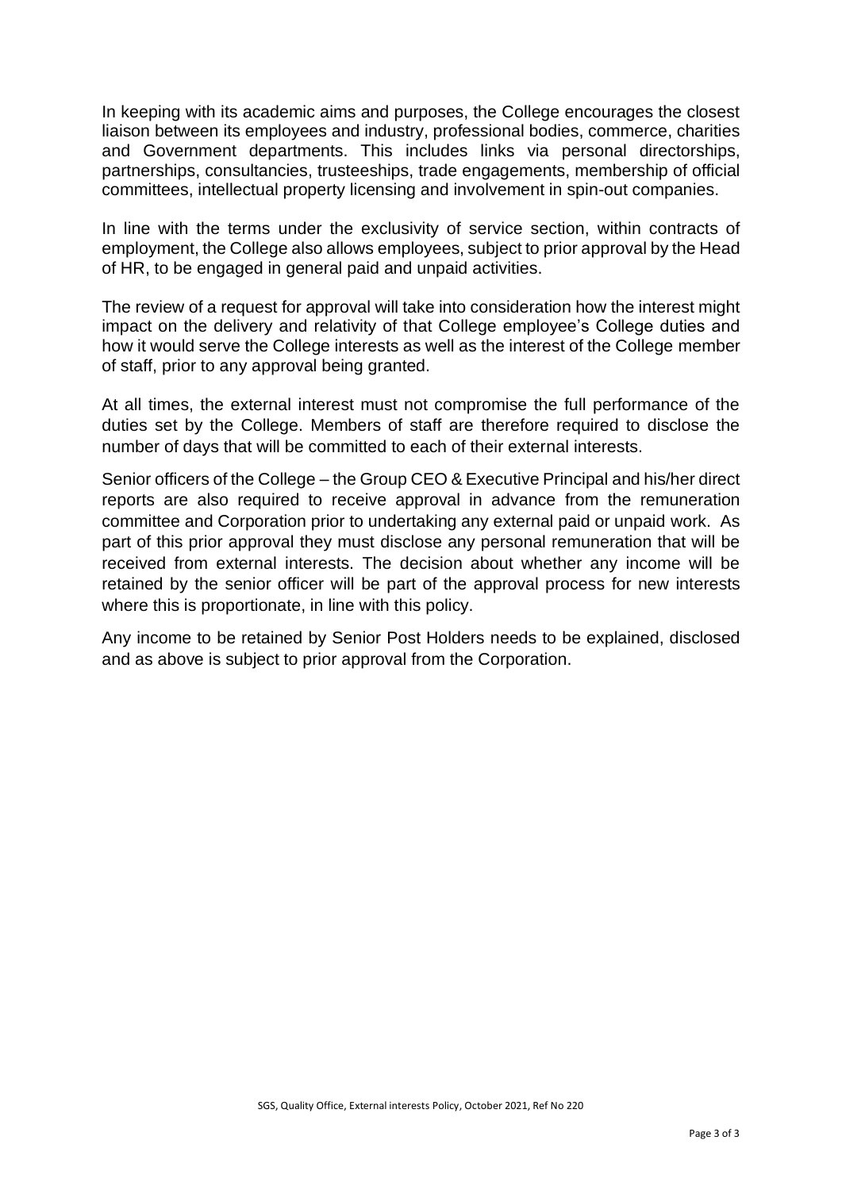In keeping with its academic aims and purposes, the College encourages the closest liaison between its employees and industry, professional bodies, commerce, charities and Government departments. This includes links via personal directorships, partnerships, consultancies, trusteeships, trade engagements, membership of official committees, intellectual property licensing and involvement in spin-out companies.

In line with the terms under the exclusivity of service section, within contracts of employment, the College also allows employees, subject to prior approval by the Head of HR, to be engaged in general paid and unpaid activities.

The review of a request for approval will take into consideration how the interest might impact on the delivery and relativity of that College employee's College duties and how it would serve the College interests as well as the interest of the College member of staff, prior to any approval being granted.

At all times, the external interest must not compromise the full performance of the duties set by the College. Members of staff are therefore required to disclose the number of days that will be committed to each of their external interests.

Senior officers of the College – the Group CEO & Executive Principal and his/her direct reports are also required to receive approval in advance from the remuneration committee and Corporation prior to undertaking any external paid or unpaid work. As part of this prior approval they must disclose any personal remuneration that will be received from external interests. The decision about whether any income will be retained by the senior officer will be part of the approval process for new interests where this is proportionate, in line with this policy.

Any income to be retained by Senior Post Holders needs to be explained, disclosed and as above is subject to prior approval from the Corporation.